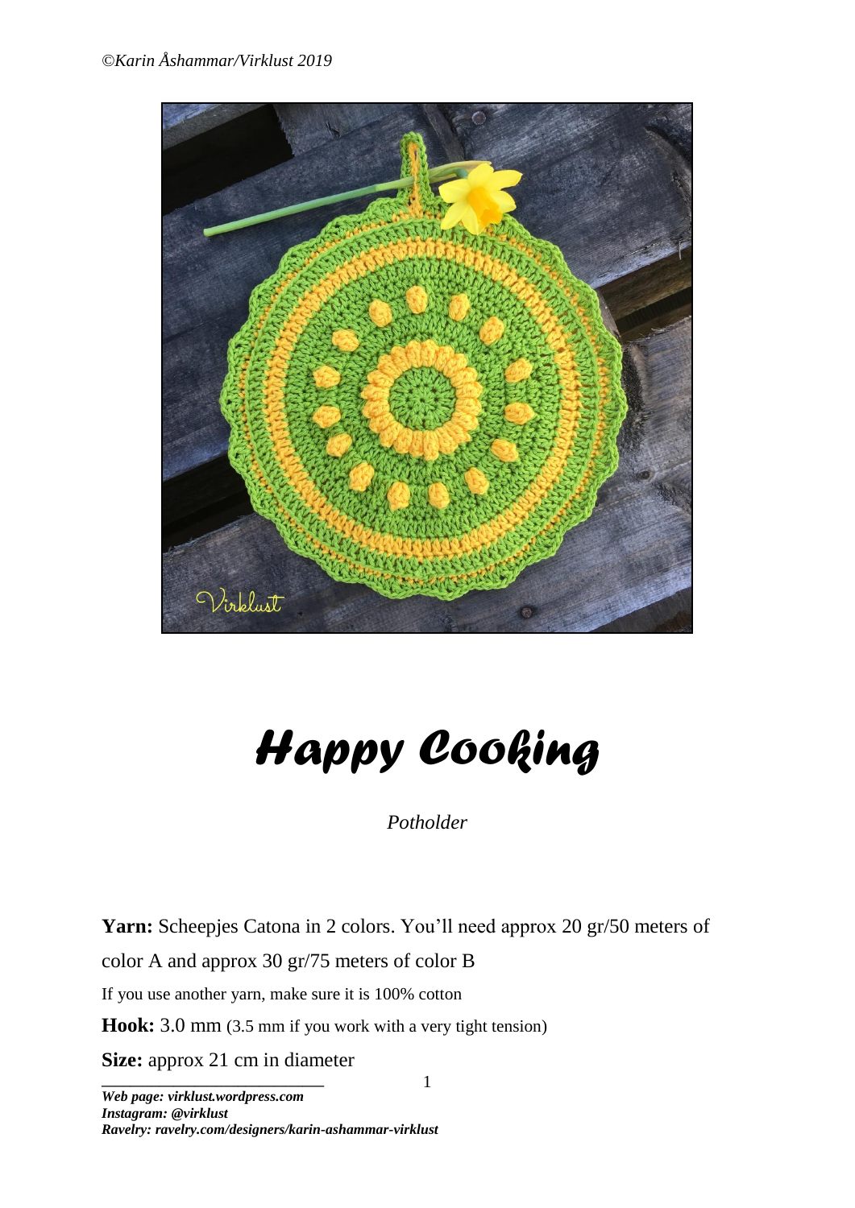©Karin Åshammar/Virklust 2019

# Happy Cooking

*Potholder*

**Yarn:** Scheepjes Catona in 2 colors. You'll need approx 20 gr/50 meters of color A and approx 30 gr/75 meters of color B

If you use another yarn, make sure it is 100% cotton

**Hook:** 3.0 mm (3.5 mm if you work with a very tight tension)

**Size:** approx 21 cm in diameter

***Web page: virklust.wordpress.com***
***Instagram: @virklust***
***Ravelry: ravelry.com/designers/karin-ashammar-virklust***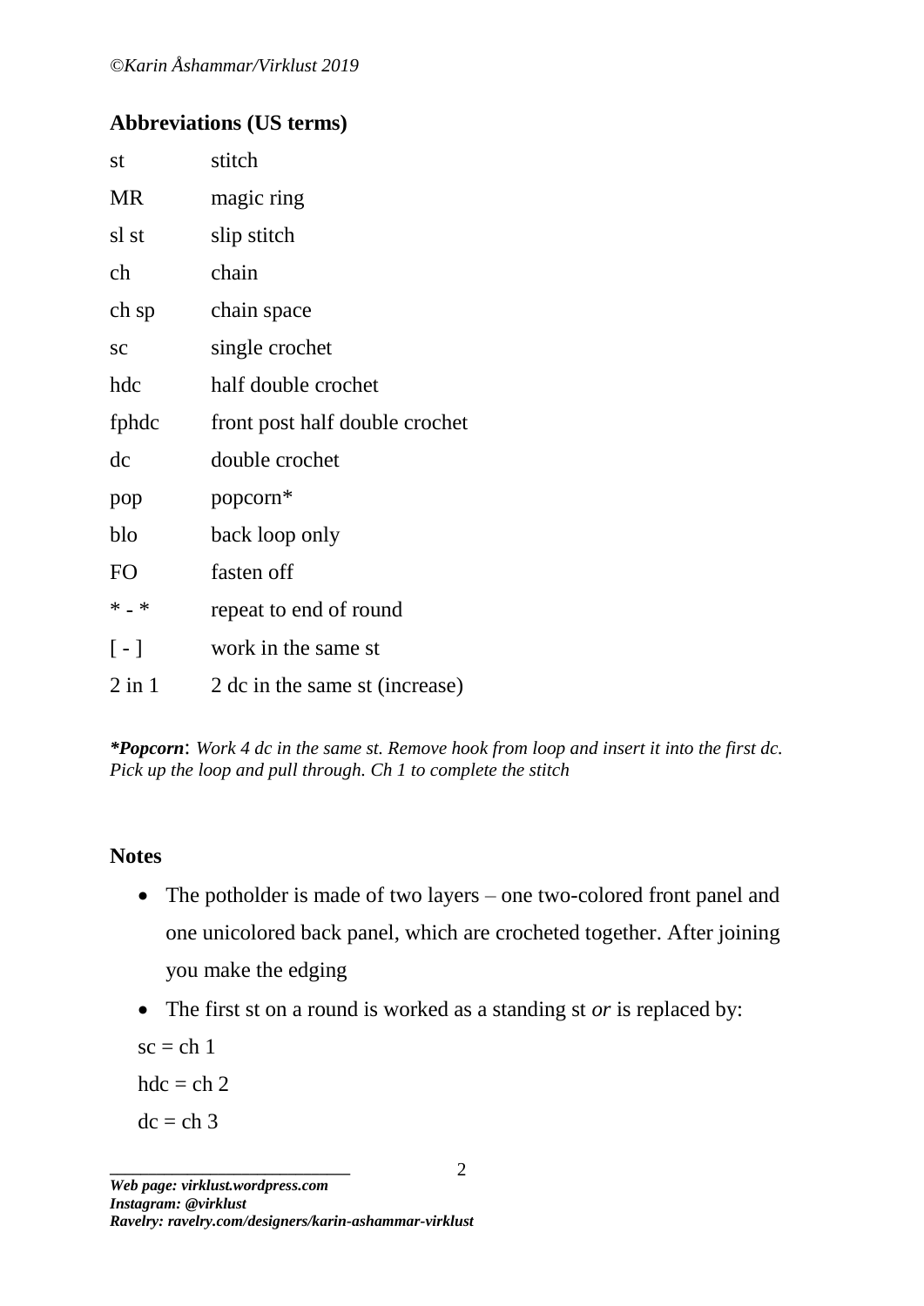## Abbreviations (US terms)

| | |
|---|---|
| st | stitch |
| MR | magic ring |
| sl st | slip stitch |
| ch | chain |
| ch sp | chain space |
| sc | single crochet |
| hdc | half double crochet |
| fphdc | front post half double crochet |
| dc | double crochet |
| pop | popcorn* |
| blo | back loop only |
| FO | fasten off |
| * - * | repeat to end of round |
| [ - ] | work in the same st |
| 2 in 1 | 2 dc in the same st (increase) |

***Popcorn**: *Work 4 dc in the same st. Remove hook from loop and insert it into the first dc. Pick up the loop and pull through. Ch 1 to complete the stitch*

## Notes

- The potholder is made of two layers – one two-colored front panel and one unicolored back panel, which are crocheted together. After joining you make the edging
- The first st on a round is worked as a standing st *or* is replaced by:

  sc = ch 1

  hdc = ch 2

  dc = ch 3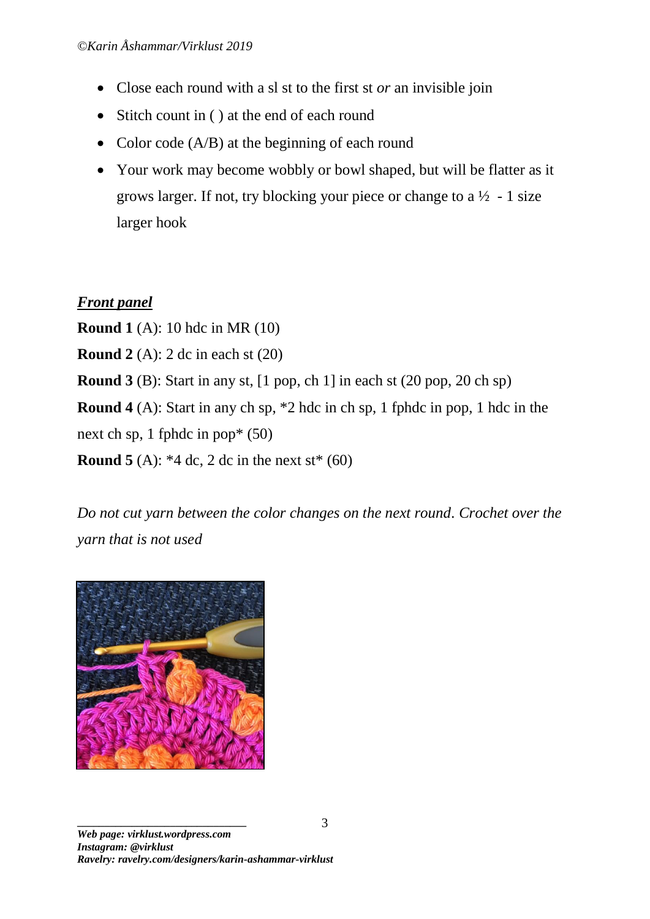- Close each round with a sl st to the first st *or* an invisible join
- Stitch count in ( ) at the end of each round
- Color code (A/B) at the beginning of each round
- Your work may become wobbly or bowl shaped, but will be flatter as it grows larger. If not, try blocking your piece or change to a ½ - 1 size larger hook

***Front panel***

**Round 1** (A): 10 hdc in MR (10)

**Round 2** (A): 2 dc in each st (20)

**Round 3** (B): Start in any st, [1 pop, ch 1] in each st (20 pop, 20 ch sp)

**Round 4** (A): Start in any ch sp, *2 hdc in ch sp, 1 fphdc in pop, 1 hdc in the next ch sp, 1 fphdc in pop* (50)

**Round 5** (A): *4 dc, 2 dc in the next st* (60)

*Do not cut yarn between the color changes on the next round. Crochet over the yarn that is not used*

**Web page: virklust.wordpress.com**
**Instagram: @virklust**
**Ravelry: ravelry.com/designers/karin-ashammar-virklust**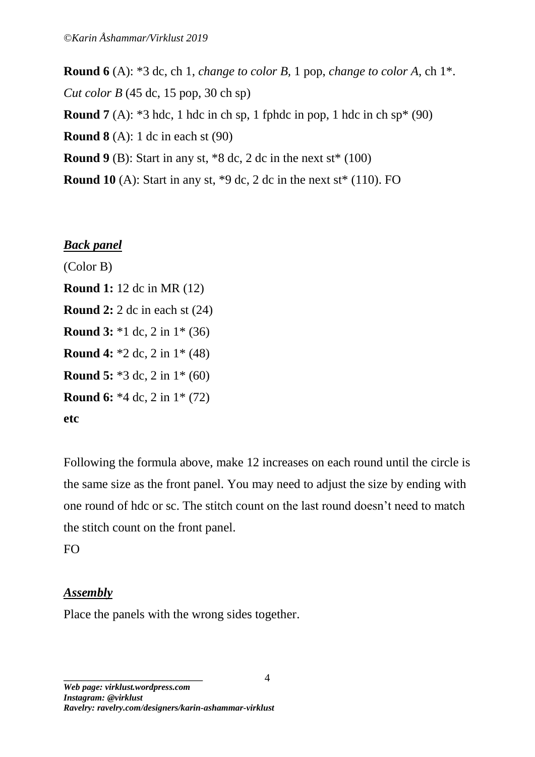**Round 6** (A): *3 dc, ch 1, *change to color B,* 1 pop, *change to color A,* ch 1*. *Cut color B* (45 dc, 15 pop, 30 ch sp)

**Round 7** (A): *3 hdc, 1 hdc in ch sp, 1 fphdc in pop, 1 hdc in ch sp* (90)

**Round 8** (A): 1 dc in each st (90)

**Round 9** (B): Start in any st, *8 dc, 2 dc in the next st* (100)

**Round 10** (A): Start in any st, *9 dc, 2 dc in the next st* (110). FO

## *Back panel*

(Color B)

**Round 1:** 12 dc in MR (12)

**Round 2:** 2 dc in each st (24)

**Round 3:** *1 dc, 2 in 1* (36)

**Round 4:** *2 dc, 2 in 1* (48)

**Round 5:** *3 dc, 2 in 1* (60)

**Round 6:** *4 dc, 2 in 1* (72)

**etc**

Following the formula above, make 12 increases on each round until the circle is the same size as the front panel. You may need to adjust the size by ending with one round of hdc or sc. The stitch count on the last round doesn't need to match the stitch count on the front panel.

FO

## *Assembly*

Place the panels with the wrong sides together.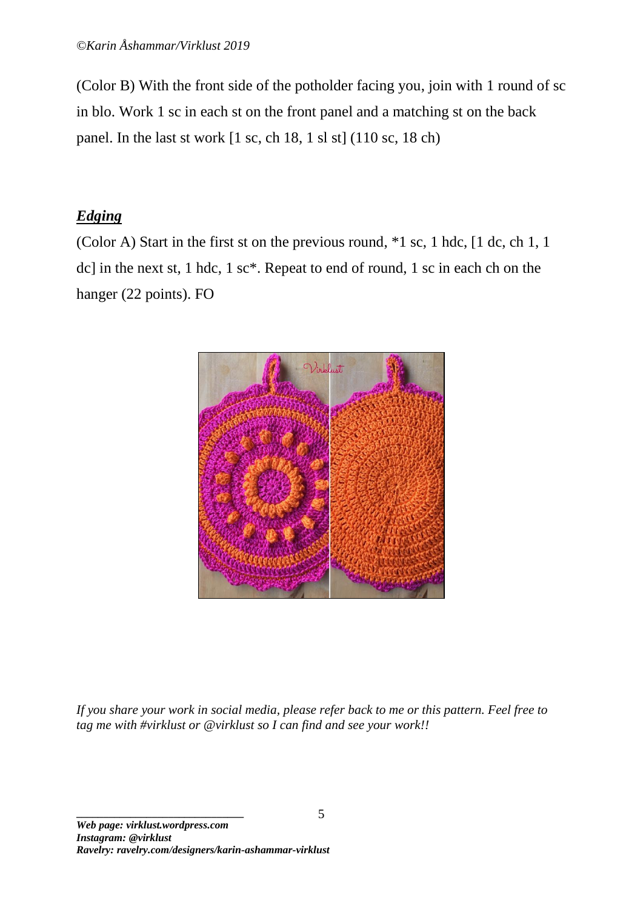(Color B) With the front side of the potholder facing you, join with 1 round of sc in blo. Work 1 sc in each st on the front panel and a matching st on the back panel. In the last st work [1 sc, ch 18, 1 sl st] (110 sc, 18 ch)

## ***Edging***

(Color A) Start in the first st on the previous round, *1 sc, 1 hdc, [1 dc, ch 1, 1 dc] in the next st, 1 hdc, 1 sc*. Repeat to end of round, 1 sc in each ch on the hanger (22 points). FO

*If you share your work in social media, please refer back to me or this pattern. Feel free to tag me with #virklust or @virklust so I can find and see your work!!*

***Web page: virklust.wordpress.com***
***Instagram: @virklust***
***Ravelry: ravelry.com/designers/karin-ashammar-virklust***